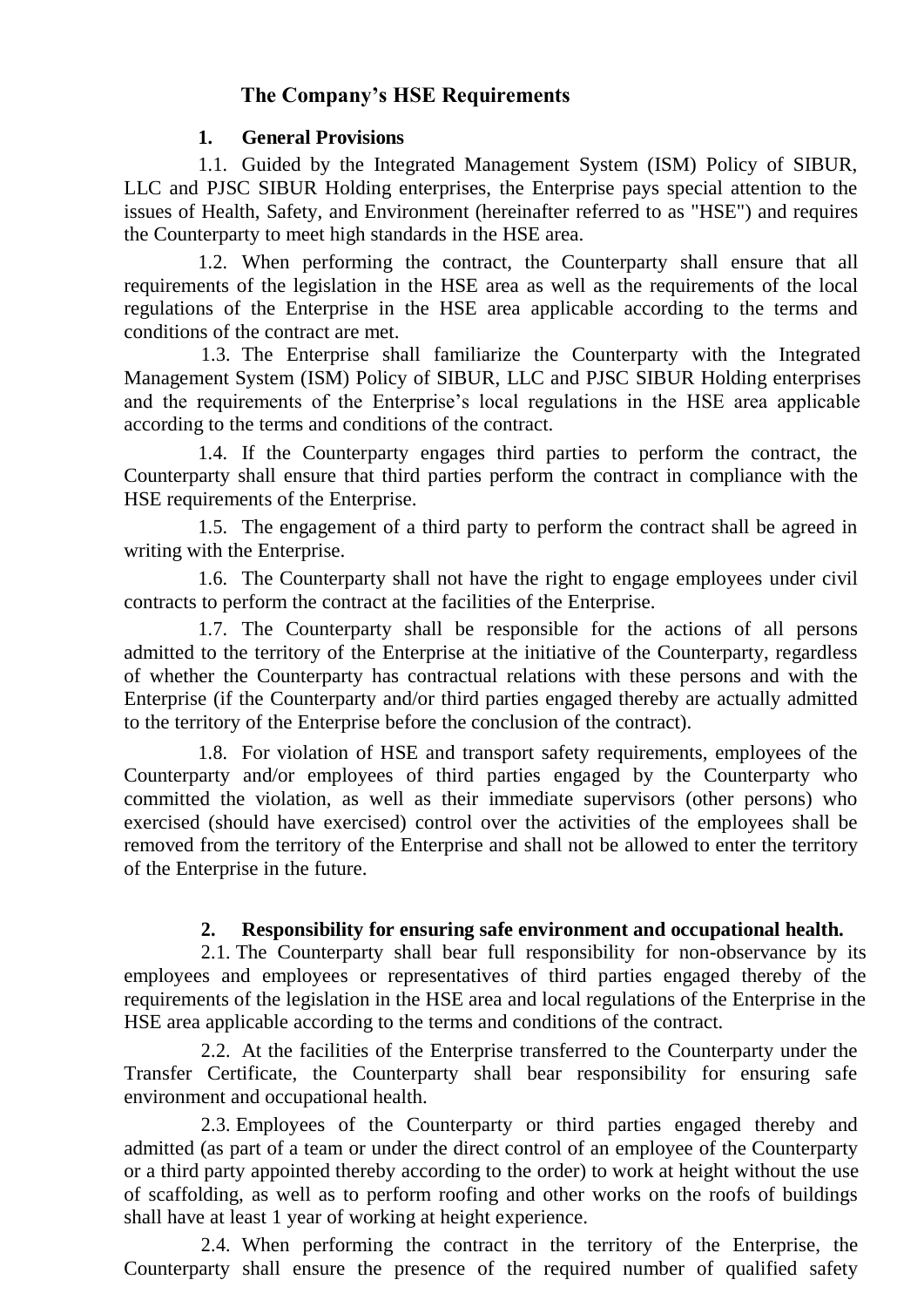# The Company's HSE Requirements

## 1. General Provisions

1.1. Guided by the Integrated Management System (ISM) Policy of SIBUR, LLC and PJSC SIBUR Holding enterprises, the Enterprise pays special attention to the issues of Health, Safety, and Environment (hereinafter referred to as "HSE") and requires the Counterparty to meet high standards in the HSE area.

1.2. When performing the contract, the Counterparty shall ensure that all requirements of the legislation in the HSE area as well as the requirements of the local regulations of the Enterprise in the HSE area applicable according to the terms and conditions of the contract are met.

1.3. The Enterprise shall familiarize the Counterparty with the Integrated Management System (ISM) Policy of SIBUR, LLC and PJSC SIBUR Holding enterprises and the requirements of the Enterprise's local regulations in the HSE area applicable according to the terms and conditions of the contract.

1.4. If the Counterparty engages third parties to perform the contract, the Counterparty shall ensure that third parties perform the contract in compliance with the HSE requirements of the Enterprise.

1.5. The engagement of a third party to perform the contract shall be agreed in writing with the Enterprise.

1.6. The Counterparty shall not have the right to engage employees under civil contracts to perform the contract at the facilities of the Enterprise.

1.7. The Counterparty shall be responsible for the actions of all persons admitted to the territory of the Enterprise at the initiative of the Counterparty, regardless of whether the Counterparty has contractual relations with these persons and with the Enterprise (if the Counterparty and/or third parties engaged thereby are actually admitted to the territory of the Enterprise before the conclusion of the contract).

1.8. For violation of HSE and transport safety requirements, employees of the Counterparty and/or employees of third parties engaged by the Counterparty who committed the violation, as well as their immediate supervisors (other persons) who exercised (should have exercised) control over the activities of the employees shall be removed from the territory of the Enterprise and shall not be allowed to enter the territory of the Enterprise in the future.

## 2. Responsibility for ensuring safe environment and occupational health.

2.1. The Counterparty shall bear full responsibility for non-observance by its employees and employees or representatives of third parties engaged thereby of the requirements of the legislation in the HSE area and local regulations of the Enterprise in the HSE area applicable according to the terms and conditions of the contract.

2.2. At the facilities of the Enterprise transferred to the Counterparty under the Transfer Certificate, the Counterparty shall bear responsibility for ensuring safe environment and occupational health.

2.3. Employees of the Counterparty or third parties engaged thereby and admitted (as part of a team or under the direct control of an employee of the Counterparty or a third party appointed thereby according to the order) to work at height without the use of scaffolding, as well as to perform roofing and other works on the roofs of buildings shall have at least 1 year of working at height experience.

2.4. When performing the contract in the territory of the Enterprise, the Counterparty shall ensure the presence of the required number of qualified safety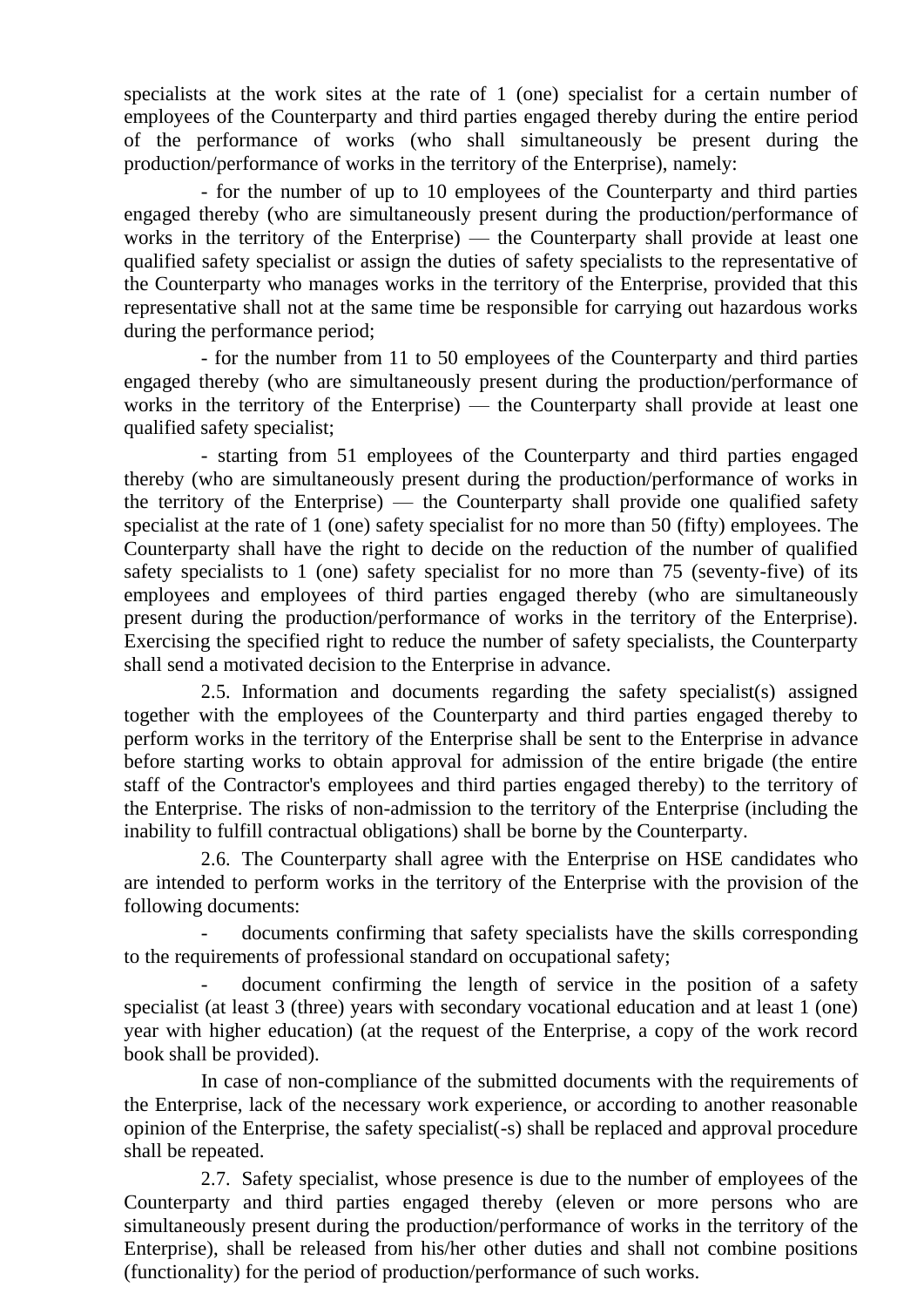specialists at the work sites at the rate of 1 (one) specialist for a certain number of employees of the Counterparty and third parties engaged thereby during the entire period of the performance of works (who shall simultaneously be present during the production/performance of works in the territory of the Enterprise), namely:

- for the number of up to 10 employees of the Counterparty and third parties engaged thereby (who are simultaneously present during the production/performance of works in the territory of the Enterprise) — the Counterparty shall provide at least one qualified safety specialist or assign the duties of safety specialists to the representative of the Counterparty who manages works in the territory of the Enterprise, provided that this representative shall not at the same time be responsible for carrying out hazardous works during the performance period;

- for the number from 11 to 50 employees of the Counterparty and third parties engaged thereby (who are simultaneously present during the production/performance of works in the territory of the Enterprise) — the Counterparty shall provide at least one qualified safety specialist;

- starting from 51 employees of the Counterparty and third parties engaged thereby (who are simultaneously present during the production/performance of works in the territory of the Enterprise) — the Counterparty shall provide one qualified safety specialist at the rate of 1 (one) safety specialist for no more than 50 (fifty) employees. The Counterparty shall have the right to decide on the reduction of the number of qualified safety specialists to 1 (one) safety specialist for no more than 75 (seventy-five) of its employees and employees of third parties engaged thereby (who are simultaneously present during the production/performance of works in the territory of the Enterprise). Exercising the specified right to reduce the number of safety specialists, the Counterparty shall send a motivated decision to the Enterprise in advance.

2.5. Information and documents regarding the safety specialist(s) assigned together with the employees of the Counterparty and third parties engaged thereby to perform works in the territory of the Enterprise shall be sent to the Enterprise in advance before starting works to obtain approval for admission of the entire brigade (the entire staff of the Contractor's employees and third parties engaged thereby) to the territory of the Enterprise. The risks of non-admission to the territory of the Enterprise (including the inability to fulfill contractual obligations) shall be borne by the Counterparty.

2.6. The Counterparty shall agree with the Enterprise on HSE candidates who are intended to perform works in the territory of the Enterprise with the provision of the following documents:

- documents confirming that safety specialists have the skills corresponding to the requirements of professional standard on occupational safety;

- document confirming the length of service in the position of a safety specialist (at least 3 (three) years with secondary vocational education and at least 1 (one) year with higher education) (at the request of the Enterprise, a copy of the work record book shall be provided).

In case of non-compliance of the submitted documents with the requirements of the Enterprise, lack of the necessary work experience, or according to another reasonable opinion of the Enterprise, the safety specialist(-s) shall be replaced and approval procedure shall be repeated.

2.7. Safety specialist, whose presence is due to the number of employees of the Counterparty and third parties engaged thereby (eleven or more persons who are simultaneously present during the production/performance of works in the territory of the Enterprise), shall be released from his/her other duties and shall not combine positions (functionality) for the period of production/performance of such works.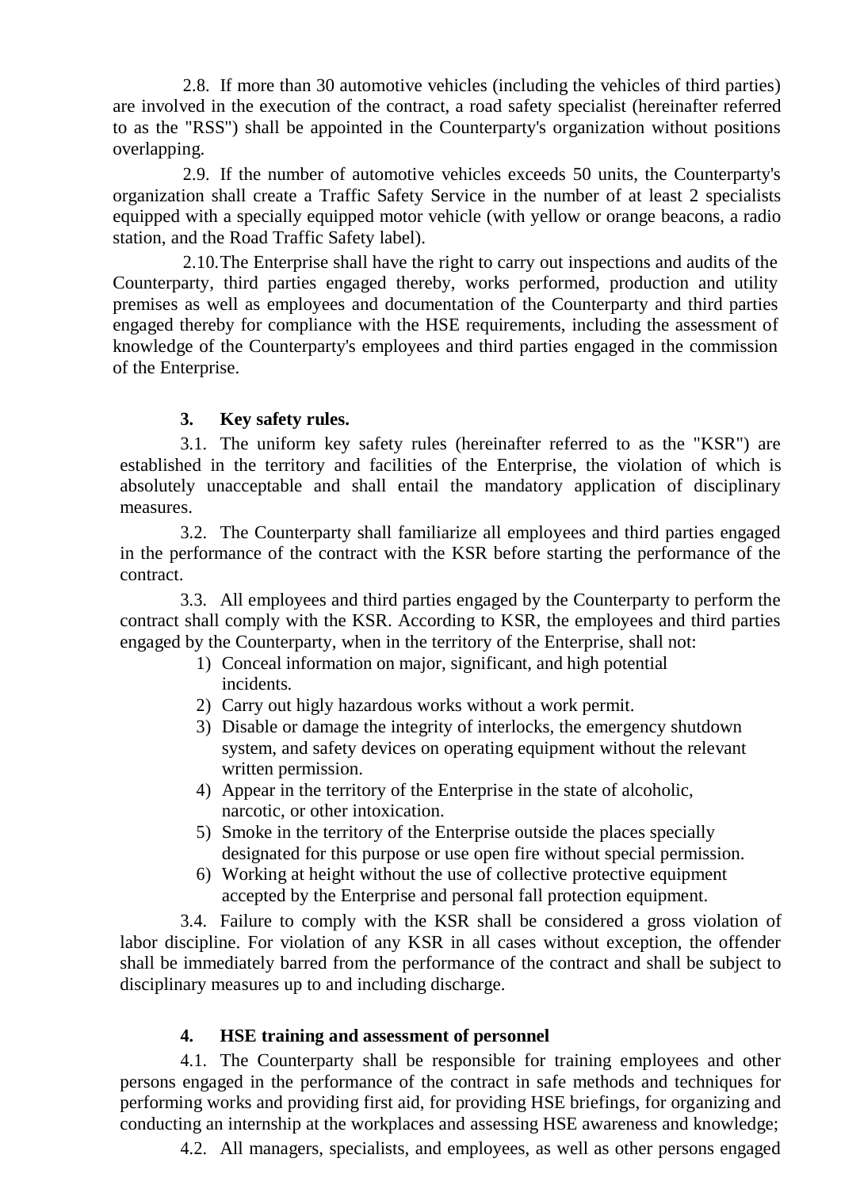2.8. If more than 30 automotive vehicles (including the vehicles of third parties) are involved in the execution of the contract, a road safety specialist (hereinafter referred to as the "RSS") shall be appointed in the Counterparty's organization without positions overlapping.

2.9. If the number of automotive vehicles exceeds 50 units, the Counterparty's organization shall create a Traffic Safety Service in the number of at least 2 specialists equipped with a specially equipped motor vehicle (with yellow or orange beacons, a radio station, and the Road Traffic Safety label).

2.10. The Enterprise shall have the right to carry out inspections and audits of the Counterparty, third parties engaged thereby, works performed, production and utility premises as well as employees and documentation of the Counterparty and third parties engaged thereby for compliance with the HSE requirements, including the assessment of knowledge of the Counterparty's employees and third parties engaged in the commission of the Enterprise.

## 3. Key safety rules.

3.1. The uniform key safety rules (hereinafter referred to as the "KSR") are established in the territory and facilities of the Enterprise, the violation of which is absolutely unacceptable and shall entail the mandatory application of disciplinary measures.

3.2. The Counterparty shall familiarize all employees and third parties engaged in the performance of the contract with the KSR before starting the performance of the contract.

3.3. All employees and third parties engaged by the Counterparty to perform the contract shall comply with the KSR. According to KSR, the employees and third parties engaged by the Counterparty, when in the territory of the Enterprise, shall not:

1) Conceal information on major, significant, and high potential incidents.
2) Carry out higly hazardous works without a work permit.
3) Disable or damage the integrity of interlocks, the emergency shutdown system, and safety devices on operating equipment without the relevant written permission.
4) Appear in the territory of the Enterprise in the state of alcoholic, narcotic, or other intoxication.
5) Smoke in the territory of the Enterprise outside the places specially designated for this purpose or use open fire without special permission.
6) Working at height without the use of collective protective equipment accepted by the Enterprise and personal fall protection equipment.

3.4. Failure to comply with the KSR shall be considered a gross violation of labor discipline. For violation of any KSR in all cases without exception, the offender shall be immediately barred from the performance of the contract and shall be subject to disciplinary measures up to and including discharge.

## 4. HSE training and assessment of personnel

4.1. The Counterparty shall be responsible for training employees and other persons engaged in the performance of the contract in safe methods and techniques for performing works and providing first aid, for providing HSE briefings, for organizing and conducting an internship at the workplaces and assessing HSE awareness and knowledge;

4.2. All managers, specialists, and employees, as well as other persons engaged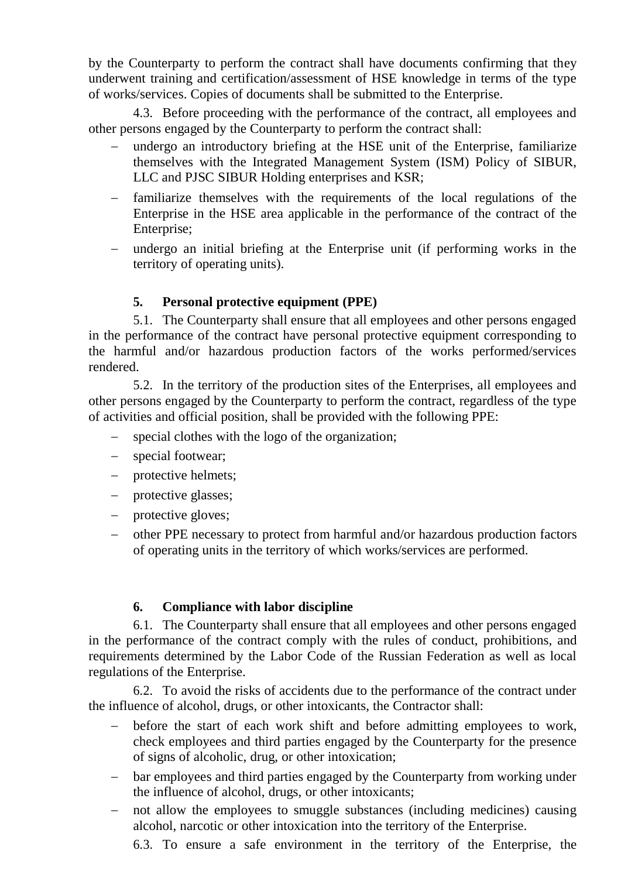by the Counterparty to perform the contract shall have documents confirming that they underwent training and certification/assessment of HSE knowledge in terms of the type of works/services. Copies of documents shall be submitted to the Enterprise.

4.3. Before proceeding with the performance of the contract, all employees and other persons engaged by the Counterparty to perform the contract shall:

- undergo an introductory briefing at the HSE unit of the Enterprise, familiarize themselves with the Integrated Management System (ISM) Policy of SIBUR, LLC and PJSC SIBUR Holding enterprises and KSR;
- familiarize themselves with the requirements of the local regulations of the Enterprise in the HSE area applicable in the performance of the contract of the Enterprise;
- undergo an initial briefing at the Enterprise unit (if performing works in the territory of operating units).

## 5. Personal protective equipment (PPE)

5.1. The Counterparty shall ensure that all employees and other persons engaged in the performance of the contract have personal protective equipment corresponding to the harmful and/or hazardous production factors of the works performed/services rendered.

5.2. In the territory of the production sites of the Enterprises, all employees and other persons engaged by the Counterparty to perform the contract, regardless of the type of activities and official position, shall be provided with the following PPE:

- special clothes with the logo of the organization;
- special footwear;
- protective helmets;
- protective glasses;
- protective gloves;
- other PPE necessary to protect from harmful and/or hazardous production factors of operating units in the territory of which works/services are performed.

## 6. Compliance with labor discipline

6.1. The Counterparty shall ensure that all employees and other persons engaged in the performance of the contract comply with the rules of conduct, prohibitions, and requirements determined by the Labor Code of the Russian Federation as well as local regulations of the Enterprise.

6.2. To avoid the risks of accidents due to the performance of the contract under the influence of alcohol, drugs, or other intoxicants, the Contractor shall:

- before the start of each work shift and before admitting employees to work, check employees and third parties engaged by the Counterparty for the presence of signs of alcoholic, drug, or other intoxication;
- bar employees and third parties engaged by the Counterparty from working under the influence of alcohol, drugs, or other intoxicants;
- not allow the employees to smuggle substances (including medicines) causing alcohol, narcotic or other intoxication into the territory of the Enterprise.

6.3. To ensure a safe environment in the territory of the Enterprise, the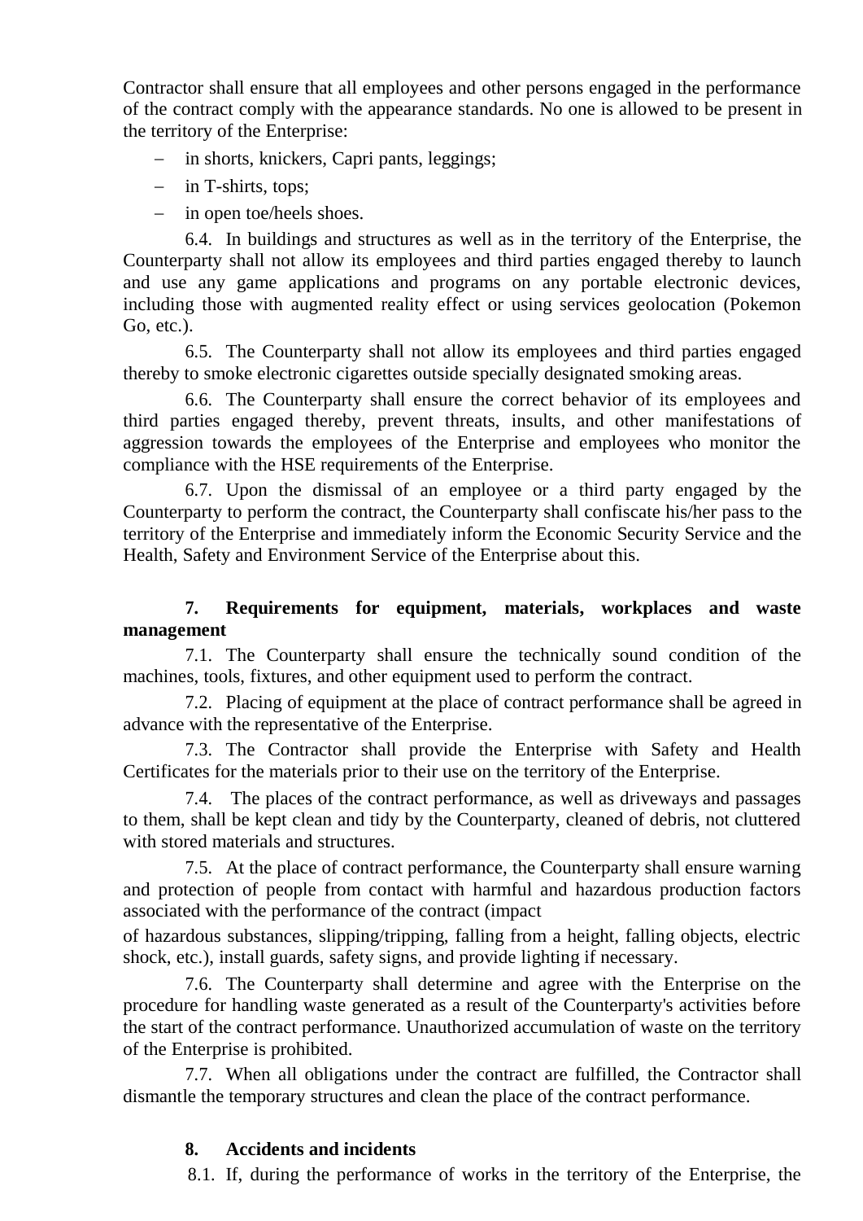Contractor shall ensure that all employees and other persons engaged in the performance of the contract comply with the appearance standards. No one is allowed to be present in the territory of the Enterprise:

- in shorts, knickers, Capri pants, leggings;
- in T-shirts, tops;
- in open toe/heels shoes.

6.4. In buildings and structures as well as in the territory of the Enterprise, the Counterparty shall not allow its employees and third parties engaged thereby to launch and use any game applications and programs on any portable electronic devices, including those with augmented reality effect or using services geolocation (Pokemon Go, etc.).

6.5. The Counterparty shall not allow its employees and third parties engaged thereby to smoke electronic cigarettes outside specially designated smoking areas.

6.6. The Counterparty shall ensure the correct behavior of its employees and third parties engaged thereby, prevent threats, insults, and other manifestations of aggression towards the employees of the Enterprise and employees who monitor the compliance with the HSE requirements of the Enterprise.

6.7. Upon the dismissal of an employee or a third party engaged by the Counterparty to perform the contract, the Counterparty shall confiscate his/her pass to the territory of the Enterprise and immediately inform the Economic Security Service and the Health, Safety and Environment Service of the Enterprise about this.

## 7. Requirements for equipment, materials, workplaces and waste management

7.1. The Counterparty shall ensure the technically sound condition of the machines, tools, fixtures, and other equipment used to perform the contract.

7.2. Placing of equipment at the place of contract performance shall be agreed in advance with the representative of the Enterprise.

7.3. The Contractor shall provide the Enterprise with Safety and Health Certificates for the materials prior to their use on the territory of the Enterprise.

7.4. The places of the contract performance, as well as driveways and passages to them, shall be kept clean and tidy by the Counterparty, cleaned of debris, not cluttered with stored materials and structures.

7.5. At the place of contract performance, the Counterparty shall ensure warning and protection of people from contact with harmful and hazardous production factors associated with the performance of the contract (impact of hazardous substances, slipping/tripping, falling from a height, falling objects, electric shock, etc.), install guards, safety signs, and provide lighting if necessary.

7.6. The Counterparty shall determine and agree with the Enterprise on the procedure for handling waste generated as a result of the Counterparty's activities before the start of the contract performance. Unauthorized accumulation of waste on the territory of the Enterprise is prohibited.

7.7. When all obligations under the contract are fulfilled, the Contractor shall dismantle the temporary structures and clean the place of the contract performance.

## 8. Accidents and incidents

8.1. If, during the performance of works in the territory of the Enterprise, the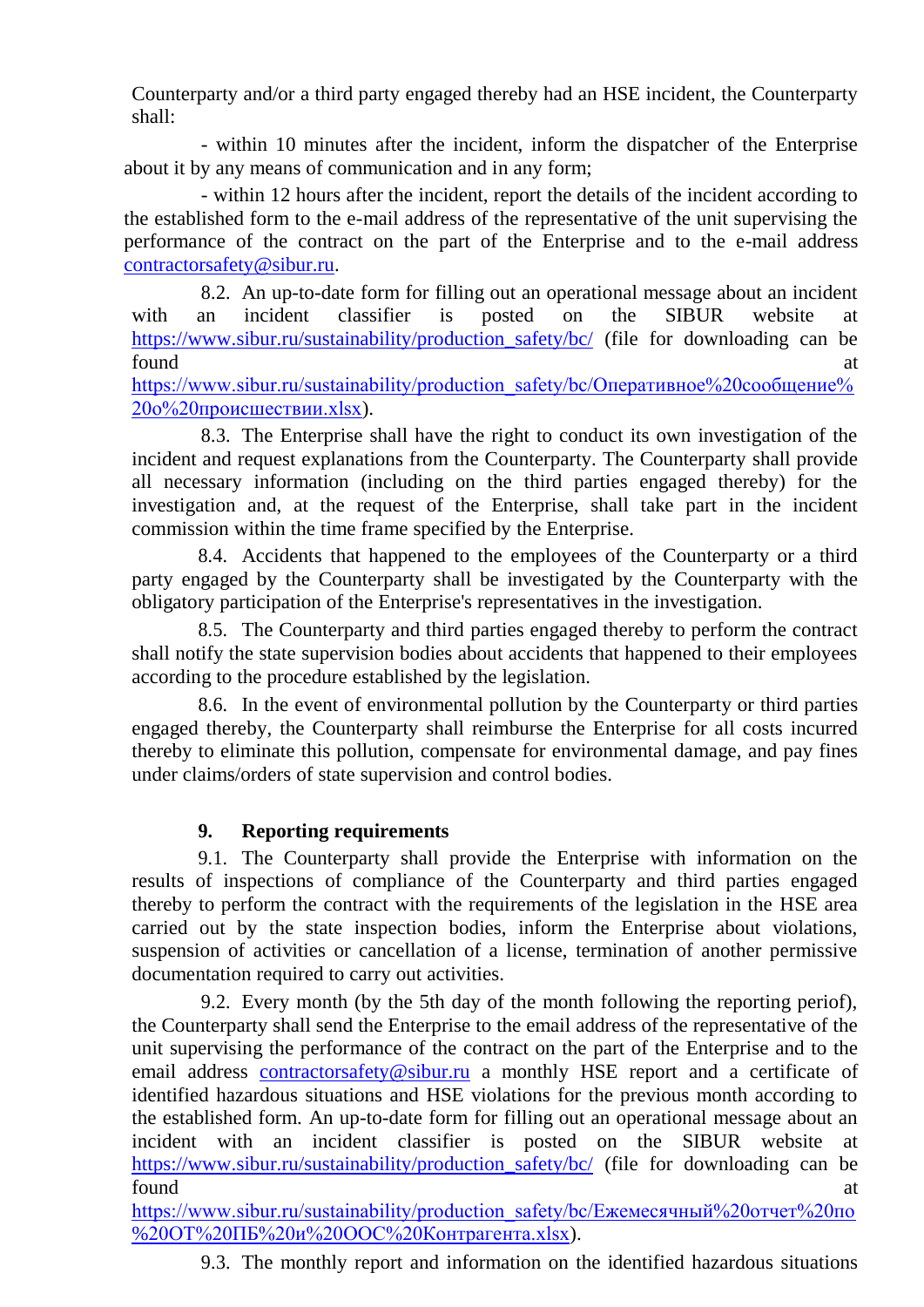Counterparty and/or a third party engaged thereby had an HSE incident, the Counterparty shall:

- within 10 minutes after the incident, inform the dispatcher of the Enterprise about it by any means of communication and in any form;
- within 12 hours after the incident, report the details of the incident according to the established form to the e-mail address of the representative of the unit supervising the performance of the contract on the part of the Enterprise and to the e-mail address contractorsafety@sibur.ru.

8.2. An up-to-date form for filling out an operational message about an incident with an incident classifier is posted on the SIBUR website at https://www.sibur.ru/sustainability/production_safety/bc/ (file for downloading can be found at https://www.sibur.ru/sustainability/production_safety/bc/Оперативное%20сообщение%20о%20происшествии.xlsx).

8.3. The Enterprise shall have the right to conduct its own investigation of the incident and request explanations from the Counterparty. The Counterparty shall provide all necessary information (including on the third parties engaged thereby) for the investigation and, at the request of the Enterprise, shall take part in the incident commission within the time frame specified by the Enterprise.

8.4. Accidents that happened to the employees of the Counterparty or a third party engaged by the Counterparty shall be investigated by the Counterparty with the obligatory participation of the Enterprise's representatives in the investigation.

8.5. The Counterparty and third parties engaged thereby to perform the contract shall notify the state supervision bodies about accidents that happened to their employees according to the procedure established by the legislation.

8.6. In the event of environmental pollution by the Counterparty or third parties engaged thereby, the Counterparty shall reimburse the Enterprise for all costs incurred thereby to eliminate this pollution, compensate for environmental damage, and pay fines under claims/orders of state supervision and control bodies.

## 9. Reporting requirements

9.1. The Counterparty shall provide the Enterprise with information on the results of inspections of compliance of the Counterparty and third parties engaged thereby to perform the contract with the requirements of the legislation in the HSE area carried out by the state inspection bodies, inform the Enterprise about violations, suspension of activities or cancellation of a license, termination of another permissive documentation required to carry out activities.

9.2. Every month (by the 5th day of the month following the reporting periof), the Counterparty shall send the Enterprise to the email address of the representative of the unit supervising the performance of the contract on the part of the Enterprise and to the email address contractorsafety@sibur.ru a monthly HSE report and a certificate of identified hazardous situations and HSE violations for the previous month according to the established form. An up-to-date form for filling out an operational message about an incident with an incident classifier is posted on the SIBUR website at https://www.sibur.ru/sustainability/production_safety/bc/ (file for downloading can be found at https://www.sibur.ru/sustainability/production_safety/bc/Ежемесячный%20отчет%20по%20ОТ%20ПБ%20и%20ООС%20Контрагента.xlsx).

9.3. The monthly report and information on the identified hazardous situations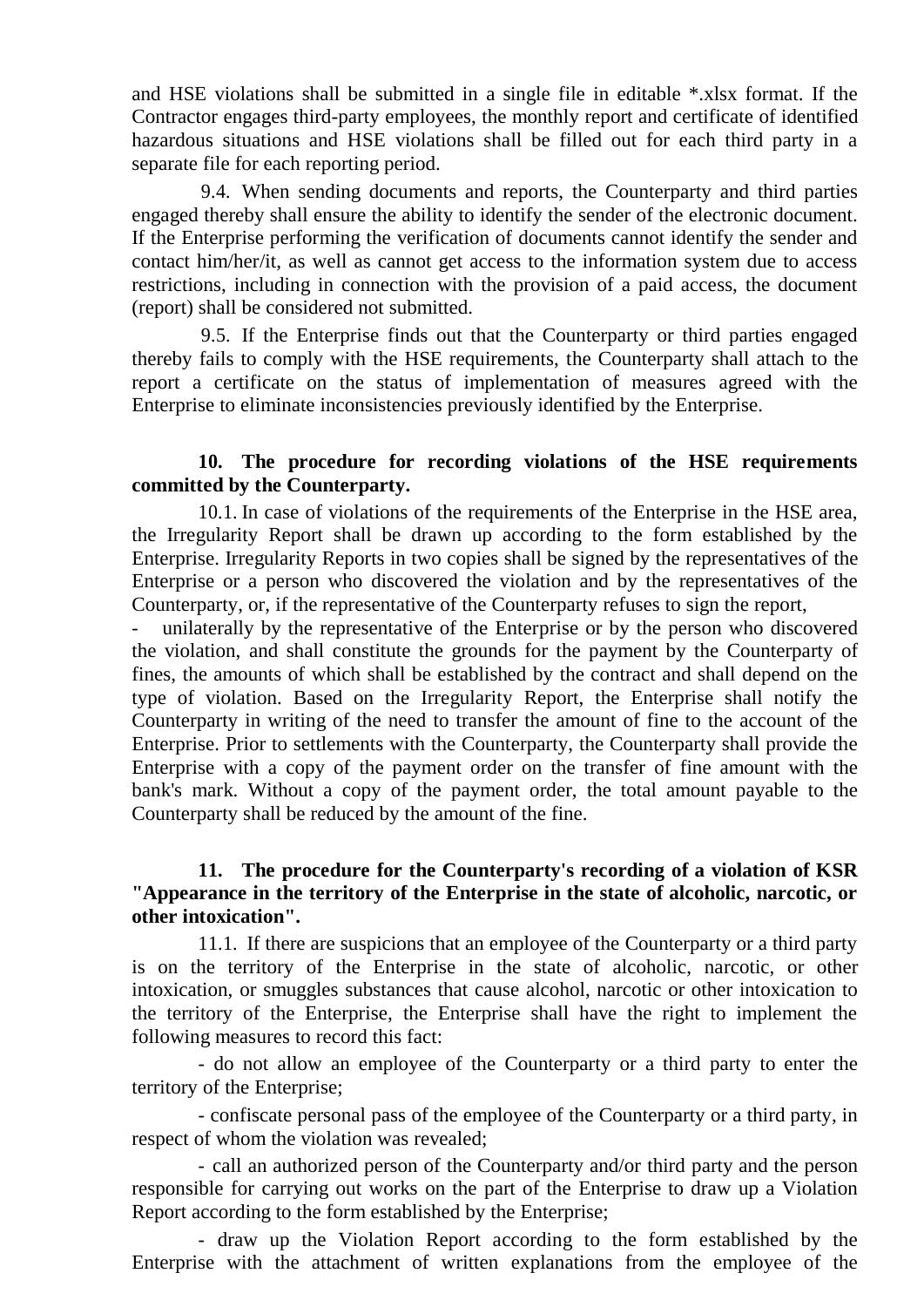and HSE violations shall be submitted in a single file in editable *.xlsx format. If the Contractor engages third-party employees, the monthly report and certificate of identified hazardous situations and HSE violations shall be filled out for each third party in a separate file for each reporting period.

9.4. When sending documents and reports, the Counterparty and third parties engaged thereby shall ensure the ability to identify the sender of the electronic document. If the Enterprise performing the verification of documents cannot identify the sender and contact him/her/it, as well as cannot get access to the information system due to access restrictions, including in connection with the provision of a paid access, the document (report) shall be considered not submitted.

9.5. If the Enterprise finds out that the Counterparty or third parties engaged thereby fails to comply with the HSE requirements, the Counterparty shall attach to the report a certificate on the status of implementation of measures agreed with the Enterprise to eliminate inconsistencies previously identified by the Enterprise.

## 10. The procedure for recording violations of the HSE requirements committed by the Counterparty.

10.1. In case of violations of the requirements of the Enterprise in the HSE area, the Irregularity Report shall be drawn up according to the form established by the Enterprise. Irregularity Reports in two copies shall be signed by the representatives of the Enterprise or a person who discovered the violation and by the representatives of the Counterparty, or, if the representative of the Counterparty refuses to sign the report,

- unilaterally by the representative of the Enterprise or by the person who discovered the violation, and shall constitute the grounds for the payment by the Counterparty of fines, the amounts of which shall be established by the contract and shall depend on the type of violation. Based on the Irregularity Report, the Enterprise shall notify the Counterparty in writing of the need to transfer the amount of fine to the account of the Enterprise. Prior to settlements with the Counterparty, the Counterparty shall provide the Enterprise with a copy of the payment order on the transfer of fine amount with the bank's mark. Without a copy of the payment order, the total amount payable to the Counterparty shall be reduced by the amount of the fine.

## 11. The procedure for the Counterparty's recording of a violation of KSR "Appearance in the territory of the Enterprise in the state of alcoholic, narcotic, or other intoxication".

11.1. If there are suspicions that an employee of the Counterparty or a third party is on the territory of the Enterprise in the state of alcoholic, narcotic, or other intoxication, or smuggles substances that cause alcohol, narcotic or other intoxication to the territory of the Enterprise, the Enterprise shall have the right to implement the following measures to record this fact:

- do not allow an employee of the Counterparty or a third party to enter the territory of the Enterprise;
- confiscate personal pass of the employee of the Counterparty or a third party, in respect of whom the violation was revealed;
- call an authorized person of the Counterparty and/or third party and the person responsible for carrying out works on the part of the Enterprise to draw up a Violation Report according to the form established by the Enterprise;
- draw up the Violation Report according to the form established by the Enterprise with the attachment of written explanations from the employee of the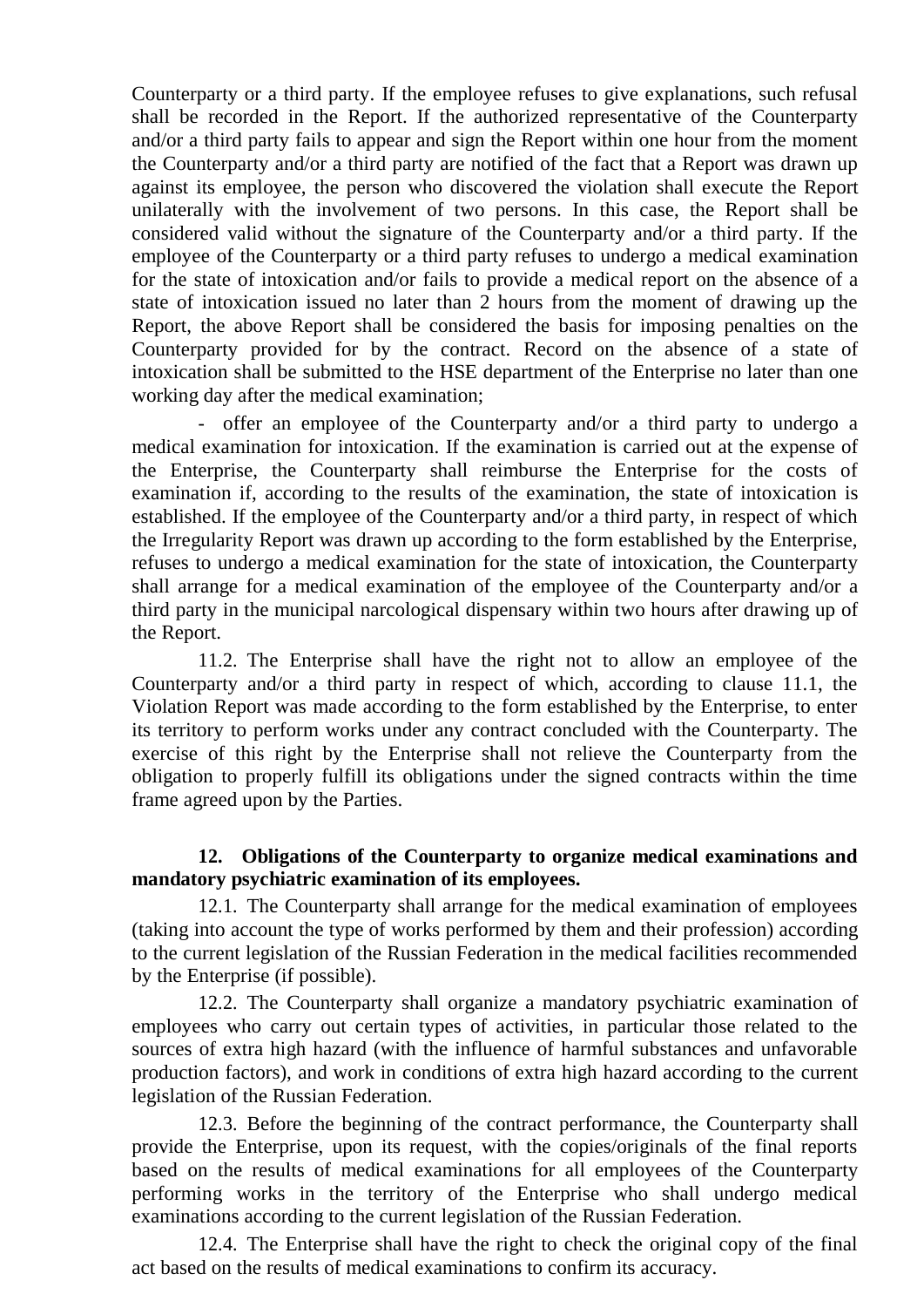Counterparty or a third party. If the employee refuses to give explanations, such refusal shall be recorded in the Report. If the authorized representative of the Counterparty and/or a third party fails to appear and sign the Report within one hour from the moment the Counterparty and/or a third party are notified of the fact that a Report was drawn up against its employee, the person who discovered the violation shall execute the Report unilaterally with the involvement of two persons. In this case, the Report shall be considered valid without the signature of the Counterparty and/or a third party. If the employee of the Counterparty or a third party refuses to undergo a medical examination for the state of intoxication and/or fails to provide a medical report on the absence of a state of intoxication issued no later than 2 hours from the moment of drawing up the Report, the above Report shall be considered the basis for imposing penalties on the Counterparty provided for by the contract. Record on the absence of a state of intoxication shall be submitted to the HSE department of the Enterprise no later than one working day after the medical examination;

- offer an employee of the Counterparty and/or a third party to undergo a medical examination for intoxication. If the examination is carried out at the expense of the Enterprise, the Counterparty shall reimburse the Enterprise for the costs of examination if, according to the results of the examination, the state of intoxication is established. If the employee of the Counterparty and/or a third party, in respect of which the Irregularity Report was drawn up according to the form established by the Enterprise, refuses to undergo a medical examination for the state of intoxication, the Counterparty shall arrange for a medical examination of the employee of the Counterparty and/or a third party in the municipal narcological dispensary within two hours after drawing up of the Report.

11.2. The Enterprise shall have the right not to allow an employee of the Counterparty and/or a third party in respect of which, according to clause 11.1, the Violation Report was made according to the form established by the Enterprise, to enter its territory to perform works under any contract concluded with the Counterparty. The exercise of this right by the Enterprise shall not relieve the Counterparty from the obligation to properly fulfill its obligations under the signed contracts within the time frame agreed upon by the Parties.

**12. Obligations of the Counterparty to organize medical examinations and mandatory psychiatric examination of its employees.**

12.1. The Counterparty shall arrange for the medical examination of employees (taking into account the type of works performed by them and their profession) according to the current legislation of the Russian Federation in the medical facilities recommended by the Enterprise (if possible).

12.2. The Counterparty shall organize a mandatory psychiatric examination of employees who carry out certain types of activities, in particular those related to the sources of extra high hazard (with the influence of harmful substances and unfavorable production factors), and work in conditions of extra high hazard according to the current legislation of the Russian Federation.

12.3. Before the beginning of the contract performance, the Counterparty shall provide the Enterprise, upon its request, with the copies/originals of the final reports based on the results of medical examinations for all employees of the Counterparty performing works in the territory of the Enterprise who shall undergo medical examinations according to the current legislation of the Russian Federation.

12.4. The Enterprise shall have the right to check the original copy of the final act based on the results of medical examinations to confirm its accuracy.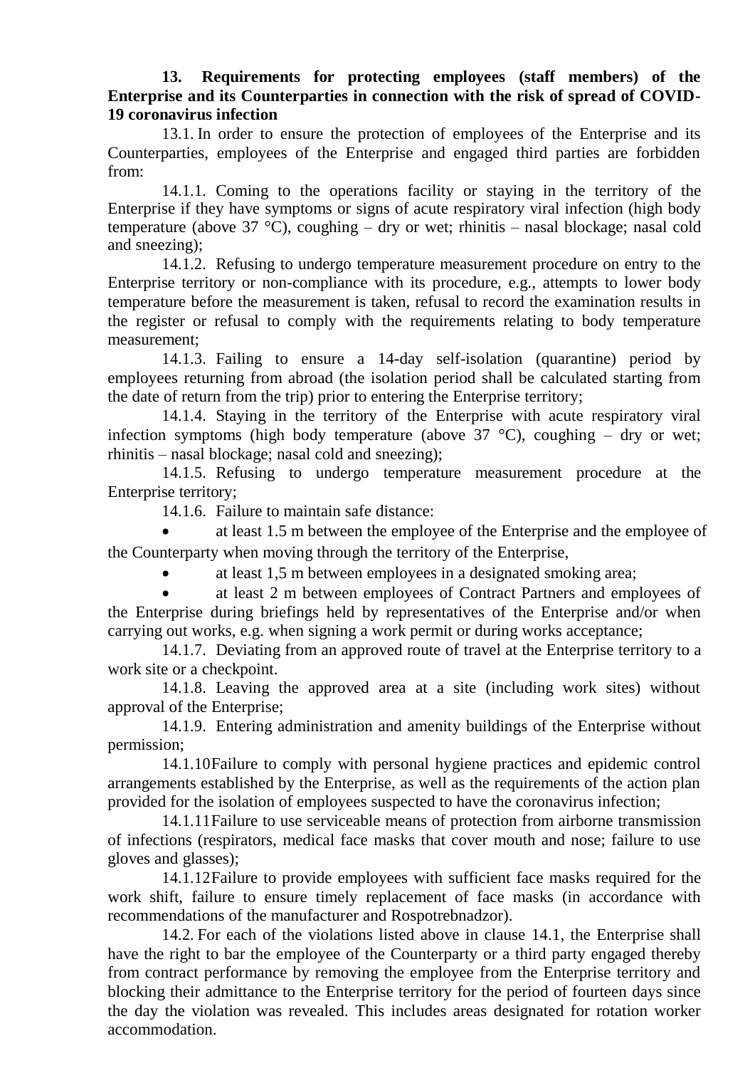## 13. Requirements for protecting employees (staff members) of the Enterprise and its Counterparties in connection with the risk of spread of COVID-19 coronavirus infection

13.1. In order to ensure the protection of employees of the Enterprise and its Counterparties, employees of the Enterprise and engaged third parties are forbidden from:

14.1.1. Coming to the operations facility or staying in the territory of the Enterprise if they have symptoms or signs of acute respiratory viral infection (high body temperature (above 37 °C), coughing – dry or wet; rhinitis – nasal blockage; nasal cold and sneezing);

14.1.2. Refusing to undergo temperature measurement procedure on entry to the Enterprise territory or non-compliance with its procedure, e.g., attempts to lower body temperature before the measurement is taken, refusal to record the examination results in the register or refusal to comply with the requirements relating to body temperature measurement;

14.1.3. Failing to ensure a 14-day self-isolation (quarantine) period by employees returning from abroad (the isolation period shall be calculated starting from the date of return from the trip) prior to entering the Enterprise territory;

14.1.4. Staying in the territory of the Enterprise with acute respiratory viral infection symptoms (high body temperature (above 37 °C), coughing – dry or wet; rhinitis – nasal blockage; nasal cold and sneezing);

14.1.5. Refusing to undergo temperature measurement procedure at the Enterprise territory;

14.1.6. Failure to maintain safe distance:

- at least 1.5 m between the employee of the Enterprise and the employee of the Counterparty when moving through the territory of the Enterprise,
- at least 1,5 m between employees in a designated smoking area;
- at least 2 m between employees of Contract Partners and employees of the Enterprise during briefings held by representatives of the Enterprise and/or when carrying out works, e.g. when signing a work permit or during works acceptance;

14.1.7. Deviating from an approved route of travel at the Enterprise territory to a work site or a checkpoint.

14.1.8. Leaving the approved area at a site (including work sites) without approval of the Enterprise;

14.1.9. Entering administration and amenity buildings of the Enterprise without permission;

14.1.10Failure to comply with personal hygiene practices and epidemic control arrangements established by the Enterprise, as well as the requirements of the action plan provided for the isolation of employees suspected to have the coronavirus infection;

14.1.11Failure to use serviceable means of protection from airborne transmission of infections (respirators, medical face masks that cover mouth and nose; failure to use gloves and glasses);

14.1.12Failure to provide employees with sufficient face masks required for the work shift, failure to ensure timely replacement of face masks (in accordance with recommendations of the manufacturer and Rospotrebnadzor).

14.2. For each of the violations listed above in clause 14.1, the Enterprise shall have the right to bar the employee of the Counterparty or a third party engaged thereby from contract performance by removing the employee from the Enterprise territory and blocking their admittance to the Enterprise territory for the period of fourteen days since the day the violation was revealed. This includes areas designated for rotation worker accommodation.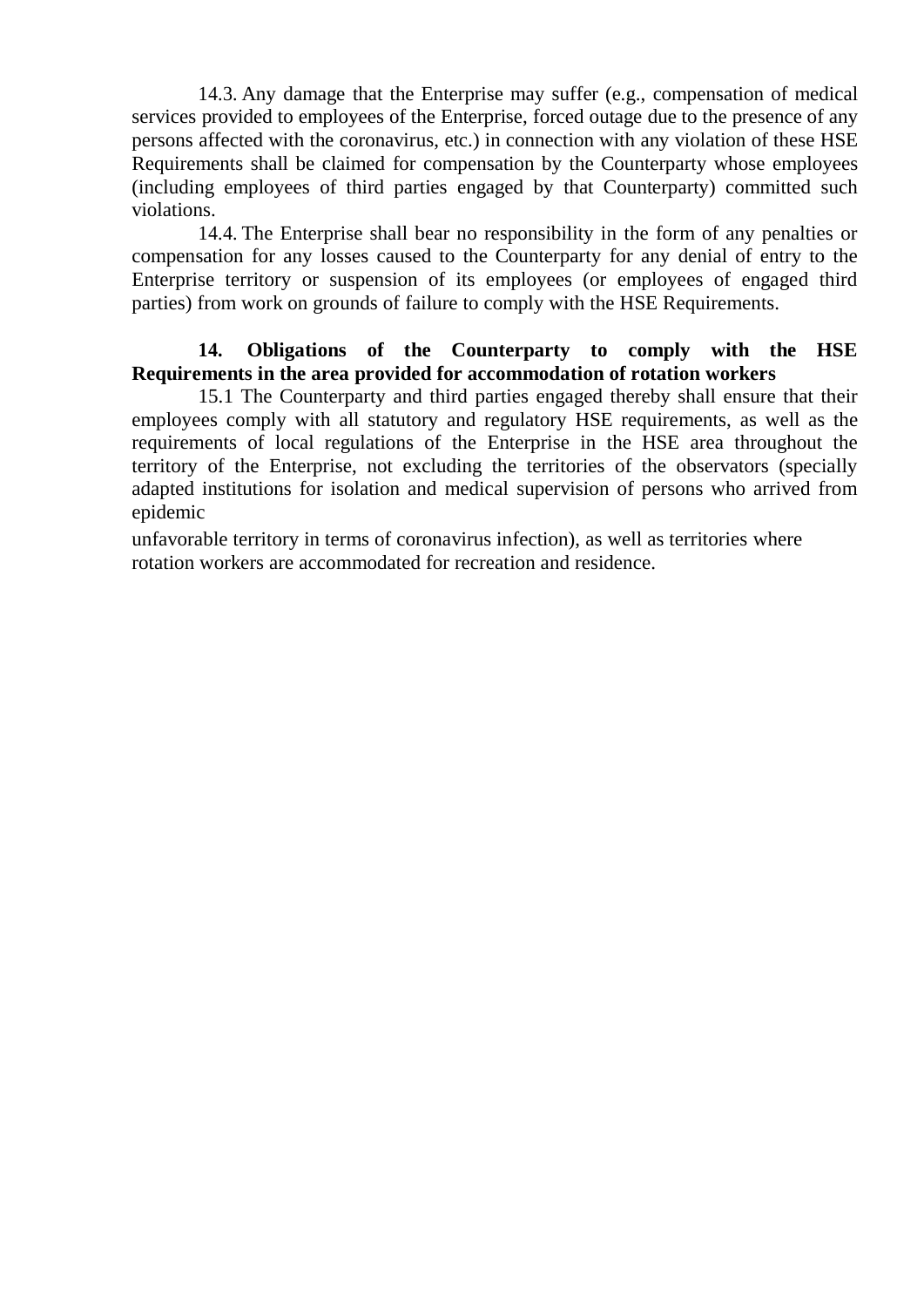14.3. Any damage that the Enterprise may suffer (e.g., compensation of medical services provided to employees of the Enterprise, forced outage due to the presence of any persons affected with the coronavirus, etc.) in connection with any violation of these HSE Requirements shall be claimed for compensation by the Counterparty whose employees (including employees of third parties engaged by that Counterparty) committed such violations.

14.4. The Enterprise shall bear no responsibility in the form of any penalties or compensation for any losses caused to the Counterparty for any denial of entry to the Enterprise territory or suspension of its employees (or employees of engaged third parties) from work on grounds of failure to comply with the HSE Requirements.

**14. Obligations of the Counterparty to comply with the HSE Requirements in the area provided for accommodation of rotation workers**

15.1 The Counterparty and third parties engaged thereby shall ensure that their employees comply with all statutory and regulatory HSE requirements, as well as the requirements of local regulations of the Enterprise in the HSE area throughout the territory of the Enterprise, not excluding the territories of the observators (specially adapted institutions for isolation and medical supervision of persons who arrived from epidemic unfavorable territory in terms of coronavirus infection), as well as territories where rotation workers are accommodated for recreation and residence.